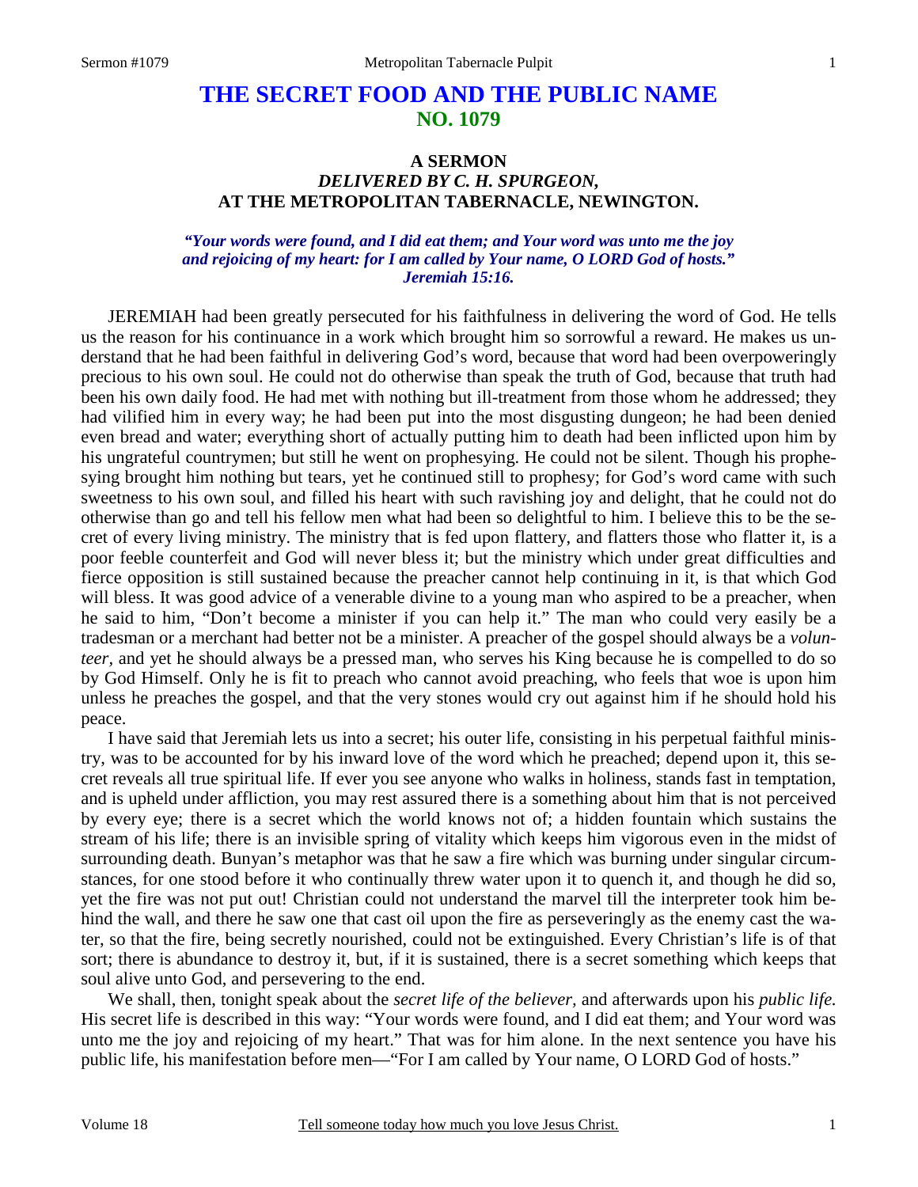# THE SECRET FOOD AND THE PUBLIC NAME
## NO. 1079

### A SERMON
### *DELIVERED BY C. H. SPURGEON,*
### AT THE METROPOLITAN TABERNACLE, NEWINGTON.

***"Your words were found, and I did eat them; and Your word was unto me the joy and rejoicing of my heart: for I am called by Your name, O LORD God of hosts." Jeremiah 15:16.***

JEREMIAH had been greatly persecuted for his faithfulness in delivering the word of God. He tells us the reason for his continuance in a work which brought him so sorrowful a reward. He makes us understand that he had been faithful in delivering God's word, because that word had been overpoweringly precious to his own soul. He could not do otherwise than speak the truth of God, because that truth had been his own daily food. He had met with nothing but ill-treatment from those whom he addressed; they had vilified him in every way; he had been put into the most disgusting dungeon; he had been denied even bread and water; everything short of actually putting him to death had been inflicted upon him by his ungrateful countrymen; but still he went on prophesying. He could not be silent. Though his prophesying brought him nothing but tears, yet he continued still to prophesy; for God's word came with such sweetness to his own soul, and filled his heart with such ravishing joy and delight, that he could not do otherwise than go and tell his fellow men what had been so delightful to him. I believe this to be the secret of every living ministry. The ministry that is fed upon flattery, and flatters those who flatter it, is a poor feeble counterfeit and God will never bless it; but the ministry which under great difficulties and fierce opposition is still sustained because the preacher cannot help continuing in it, is that which God will bless. It was good advice of a venerable divine to a young man who aspired to be a preacher, when he said to him, "Don't become a minister if you can help it." The man who could very easily be a tradesman or a merchant had better not be a minister. A preacher of the gospel should always be a *volunteer,* and yet he should always be a pressed man, who serves his King because he is compelled to do so by God Himself. Only he is fit to preach who cannot avoid preaching, who feels that woe is upon him unless he preaches the gospel, and that the very stones would cry out against him if he should hold his peace.

I have said that Jeremiah lets us into a secret; his outer life, consisting in his perpetual faithful ministry, was to be accounted for by his inward love of the word which he preached; depend upon it, this secret reveals all true spiritual life. If ever you see anyone who walks in holiness, stands fast in temptation, and is upheld under affliction, you may rest assured there is a something about him that is not perceived by every eye; there is a secret which the world knows not of; a hidden fountain which sustains the stream of his life; there is an invisible spring of vitality which keeps him vigorous even in the midst of surrounding death. Bunyan's metaphor was that he saw a fire which was burning under singular circumstances, for one stood before it who continually threw water upon it to quench it, and though he did so, yet the fire was not put out! Christian could not understand the marvel till the interpreter took him behind the wall, and there he saw one that cast oil upon the fire as perseveringly as the enemy cast the water, so that the fire, being secretly nourished, could not be extinguished. Every Christian's life is of that sort; there is abundance to destroy it, but, if it is sustained, there is a secret something which keeps that soul alive unto God, and persevering to the end.

We shall, then, tonight speak about the *secret life of the believer,* and afterwards upon his *public life.* His secret life is described in this way: "Your words were found, and I did eat them; and Your word was unto me the joy and rejoicing of my heart." That was for him alone. In the next sentence you have his public life, his manifestation before men—"For I am called by Your name, O LORD God of hosts."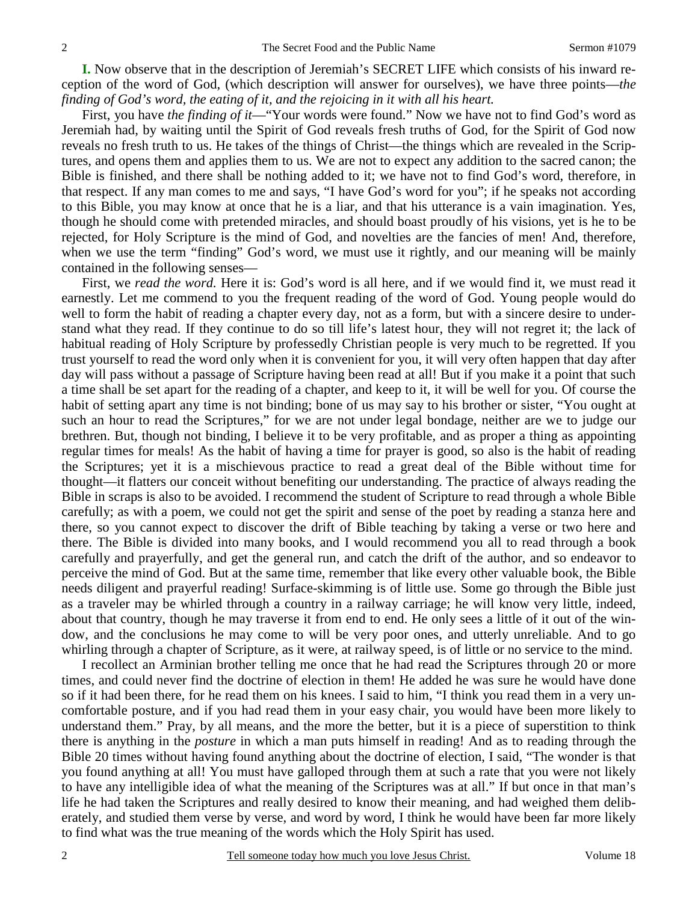**I.** Now observe that in the description of Jeremiah's SECRET LIFE which consists of his inward reception of the word of God, (which description will answer for ourselves), we have three points—*the finding of God's word, the eating of it, and the rejoicing in it with all his heart.*

First, you have *the finding of it*—"Your words were found." Now we have not to find God's word as Jeremiah had, by waiting until the Spirit of God reveals fresh truths of God, for the Spirit of God now reveals no fresh truth to us. He takes of the things of Christ—the things which are revealed in the Scriptures, and opens them and applies them to us. We are not to expect any addition to the sacred canon; the Bible is finished, and there shall be nothing added to it; we have not to find God's word, therefore, in that respect. If any man comes to me and says, "I have God's word for you"; if he speaks not according to this Bible, you may know at once that he is a liar, and that his utterance is a vain imagination. Yes, though he should come with pretended miracles, and should boast proudly of his visions, yet is he to be rejected, for Holy Scripture is the mind of God, and novelties are the fancies of men! And, therefore, when we use the term "finding" God's word, we must use it rightly, and our meaning will be mainly contained in the following senses—

First, we *read the word.* Here it is: God's word is all here, and if we would find it, we must read it earnestly. Let me commend to you the frequent reading of the word of God. Young people would do well to form the habit of reading a chapter every day, not as a form, but with a sincere desire to understand what they read. If they continue to do so till life's latest hour, they will not regret it; the lack of habitual reading of Holy Scripture by professedly Christian people is very much to be regretted. If you trust yourself to read the word only when it is convenient for you, it will very often happen that day after day will pass without a passage of Scripture having been read at all! But if you make it a point that such a time shall be set apart for the reading of a chapter, and keep to it, it will be well for you. Of course the habit of setting apart any time is not binding; bone of us may say to his brother or sister, "You ought at such an hour to read the Scriptures," for we are not under legal bondage, neither are we to judge our brethren. But, though not binding, I believe it to be very profitable, and as proper a thing as appointing regular times for meals! As the habit of having a time for prayer is good, so also is the habit of reading the Scriptures; yet it is a mischievous practice to read a great deal of the Bible without time for thought—it flatters our conceit without benefiting our understanding. The practice of always reading the Bible in scraps is also to be avoided. I recommend the student of Scripture to read through a whole Bible carefully; as with a poem, we could not get the spirit and sense of the poet by reading a stanza here and there, so you cannot expect to discover the drift of Bible teaching by taking a verse or two here and there. The Bible is divided into many books, and I would recommend you all to read through a book carefully and prayerfully, and get the general run, and catch the drift of the author, and so endeavor to perceive the mind of God. But at the same time, remember that like every other valuable book, the Bible needs diligent and prayerful reading! Surface-skimming is of little use. Some go through the Bible just as a traveler may be whirled through a country in a railway carriage; he will know very little, indeed, about that country, though he may traverse it from end to end. He only sees a little of it out of the window, and the conclusions he may come to will be very poor ones, and utterly unreliable. And to go whirling through a chapter of Scripture, as it were, at railway speed, is of little or no service to the mind.

I recollect an Arminian brother telling me once that he had read the Scriptures through 20 or more times, and could never find the doctrine of election in them! He added he was sure he would have done so if it had been there, for he read them on his knees. I said to him, "I think you read them in a very uncomfortable posture, and if you had read them in your easy chair, you would have been more likely to understand them." Pray, by all means, and the more the better, but it is a piece of superstition to think there is anything in the *posture* in which a man puts himself in reading! And as to reading through the Bible 20 times without having found anything about the doctrine of election, I said, "The wonder is that you found anything at all! You must have galloped through them at such a rate that you were not likely to have any intelligible idea of what the meaning of the Scriptures was at all." If but once in that man's life he had taken the Scriptures and really desired to know their meaning, and had weighed them deliberately, and studied them verse by verse, and word by word, I think he would have been far more likely to find what was the true meaning of the words which the Holy Spirit has used.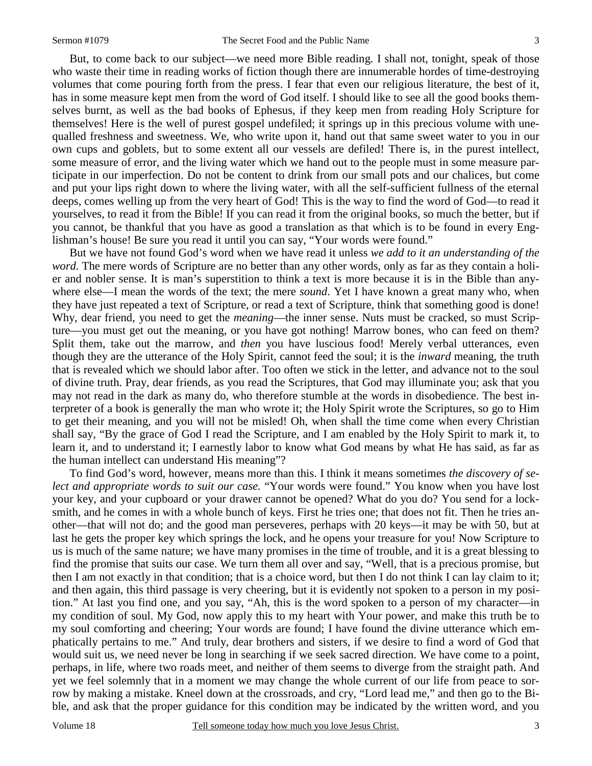But, to come back to our subject—we need more Bible reading. I shall not, tonight, speak of those who waste their time in reading works of fiction though there are innumerable hordes of time-destroying volumes that come pouring forth from the press. I fear that even our religious literature, the best of it, has in some measure kept men from the word of God itself. I should like to see all the good books themselves burnt, as well as the bad books of Ephesus, if they keep men from reading Holy Scripture for themselves! Here is the well of purest gospel undefiled; it springs up in this precious volume with unequalled freshness and sweetness. We, who write upon it, hand out that same sweet water to you in our own cups and goblets, but to some extent all our vessels are defiled! There is, in the purest intellect, some measure of error, and the living water which we hand out to the people must in some measure participate in our imperfection. Do not be content to drink from our small pots and our chalices, but come and put your lips right down to where the living water, with all the self-sufficient fullness of the eternal deeps, comes welling up from the very heart of God! This is the way to find the word of God—to read it yourselves, to read it from the Bible! If you can read it from the original books, so much the better, but if you cannot, be thankful that you have as good a translation as that which is to be found in every Englishman's house! Be sure you read it until you can say, "Your words were found."

But we have not found God's word when we have read it unless *we add to it an understanding of the word.* The mere words of Scripture are no better than any other words, only as far as they contain a holier and nobler sense. It is man's superstition to think a text is more because it is in the Bible than anywhere else—I mean the words of the text; the mere *sound*. Yet I have known a great many who, when they have just repeated a text of Scripture, or read a text of Scripture, think that something good is done! Why, dear friend, you need to get the *meaning*—the inner sense. Nuts must be cracked, so must Scripture—you must get out the meaning, or you have got nothing! Marrow bones, who can feed on them? Split them, take out the marrow, and *then* you have luscious food! Merely verbal utterances, even though they are the utterance of the Holy Spirit, cannot feed the soul; it is the *inward* meaning, the truth that is revealed which we should labor after. Too often we stick in the letter, and advance not to the soul of divine truth. Pray, dear friends, as you read the Scriptures, that God may illuminate you; ask that you may not read in the dark as many do, who therefore stumble at the words in disobedience. The best interpreter of a book is generally the man who wrote it; the Holy Spirit wrote the Scriptures, so go to Him to get their meaning, and you will not be misled! Oh, when shall the time come when every Christian shall say, "By the grace of God I read the Scripture, and I am enabled by the Holy Spirit to mark it, to learn it, and to understand it; I earnestly labor to know what God means by what He has said, as far as the human intellect can understand His meaning"?

To find God's word, however, means more than this. I think it means sometimes *the discovery of select and appropriate words to suit our case.* "Your words were found." You know when you have lost your key, and your cupboard or your drawer cannot be opened? What do you do? You send for a locksmith, and he comes in with a whole bunch of keys. First he tries one; that does not fit. Then he tries another—that will not do; and the good man perseveres, perhaps with 20 keys—it may be with 50, but at last he gets the proper key which springs the lock, and he opens your treasure for you! Now Scripture to us is much of the same nature; we have many promises in the time of trouble, and it is a great blessing to find the promise that suits our case. We turn them all over and say, "Well, that is a precious promise, but then I am not exactly in that condition; that is a choice word, but then I do not think I can lay claim to it; and then again, this third passage is very cheering, but it is evidently not spoken to a person in my position." At last you find one, and you say, "Ah, this is the word spoken to a person of my character—in my condition of soul. My God, now apply this to my heart with Your power, and make this truth be to my soul comforting and cheering; Your words are found; I have found the divine utterance which emphatically pertains to me." And truly, dear brothers and sisters, if we desire to find a word of God that would suit us, we need never be long in searching if we seek sacred direction. We have come to a point, perhaps, in life, where two roads meet, and neither of them seems to diverge from the straight path. And yet we feel solemnly that in a moment we may change the whole current of our life from peace to sorrow by making a mistake. Kneel down at the crossroads, and cry, "Lord lead me," and then go to the Bible, and ask that the proper guidance for this condition may be indicated by the written word, and you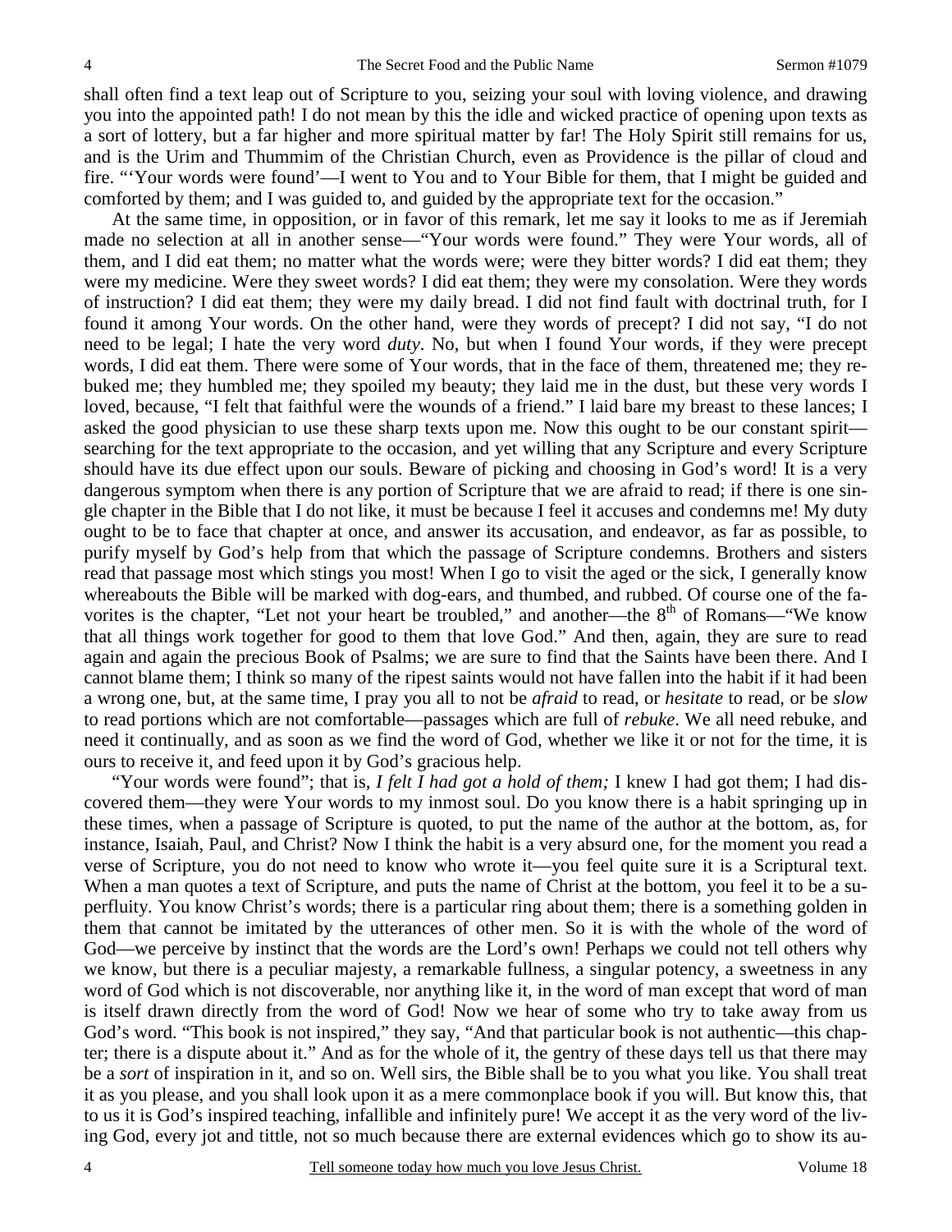shall often find a text leap out of Scripture to you, seizing your soul with loving violence, and drawing you into the appointed path! I do not mean by this the idle and wicked practice of opening upon texts as a sort of lottery, but a far higher and more spiritual matter by far! The Holy Spirit still remains for us, and is the Urim and Thummim of the Christian Church, even as Providence is the pillar of cloud and fire. "'Your words were found'—I went to You and to Your Bible for them, that I might be guided and comforted by them; and I was guided to, and guided by the appropriate text for the occasion."

At the same time, in opposition, or in favor of this remark, let me say it looks to me as if Jeremiah made no selection at all in another sense—"Your words were found." They were Your words, all of them, and I did eat them; no matter what the words were; were they bitter words? I did eat them; they were my medicine. Were they sweet words? I did eat them; they were my consolation. Were they words of instruction? I did eat them; they were my daily bread. I did not find fault with doctrinal truth, for I found it among Your words. On the other hand, were they words of precept? I did not say, "I do not need to be legal; I hate the very word *duty*. No, but when I found Your words, if they were precept words, I did eat them. There were some of Your words, that in the face of them, threatened me; they rebuked me; they humbled me; they spoiled my beauty; they laid me in the dust, but these very words I loved, because, "I felt that faithful were the wounds of a friend." I laid bare my breast to these lances; I asked the good physician to use these sharp texts upon me. Now this ought to be our constant spirit—searching for the text appropriate to the occasion, and yet willing that any Scripture and every Scripture should have its due effect upon our souls. Beware of picking and choosing in God's word! It is a very dangerous symptom when there is any portion of Scripture that we are afraid to read; if there is one single chapter in the Bible that I do not like, it must be because I feel it accuses and condemns me! My duty ought to be to face that chapter at once, and answer its accusation, and endeavor, as far as possible, to purify myself by God's help from that which the passage of Scripture condemns. Brothers and sisters read that passage most which stings you most! When I go to visit the aged or the sick, I generally know whereabouts the Bible will be marked with dog-ears, and thumbed, and rubbed. Of course one of the favorites is the chapter, "Let not your heart be troubled," and another—the 8th of Romans—"We know that all things work together for good to them that love God." And then, again, they are sure to read again and again the precious Book of Psalms; we are sure to find that the Saints have been there. And I cannot blame them; I think so many of the ripest saints would not have fallen into the habit if it had been a wrong one, but, at the same time, I pray you all to not be *afraid* to read, or *hesitate* to read, or be *slow* to read portions which are not comfortable—passages which are full of *rebuke*. We all need rebuke, and need it continually, and as soon as we find the word of God, whether we like it or not for the time, it is ours to receive it, and feed upon it by God's gracious help.

"Your words were found"; that is, *I felt I had got a hold of them;* I knew I had got them; I had discovered them—they were Your words to my inmost soul. Do you know there is a habit springing up in these times, when a passage of Scripture is quoted, to put the name of the author at the bottom, as, for instance, Isaiah, Paul, and Christ? Now I think the habit is a very absurd one, for the moment you read a verse of Scripture, you do not need to know who wrote it—you feel quite sure it is a Scriptural text. When a man quotes a text of Scripture, and puts the name of Christ at the bottom, you feel it to be a superfluity. You know Christ's words; there is a particular ring about them; there is a something golden in them that cannot be imitated by the utterances of other men. So it is with the whole of the word of God—we perceive by instinct that the words are the Lord's own! Perhaps we could not tell others why we know, but there is a peculiar majesty, a remarkable fullness, a singular potency, a sweetness in any word of God which is not discoverable, nor anything like it, in the word of man except that word of man is itself drawn directly from the word of God! Now we hear of some who try to take away from us God's word. "This book is not inspired," they say, "And that particular book is not authentic—this chapter; there is a dispute about it." And as for the whole of it, the gentry of these days tell us that there may be a *sort* of inspiration in it, and so on. Well sirs, the Bible shall be to you what you like. You shall treat it as you please, and you shall look upon it as a mere commonplace book if you will. But know this, that to us it is God's inspired teaching, infallible and infinitely pure! We accept it as the very word of the living God, every jot and tittle, not so much because there are external evidences which go to show its au-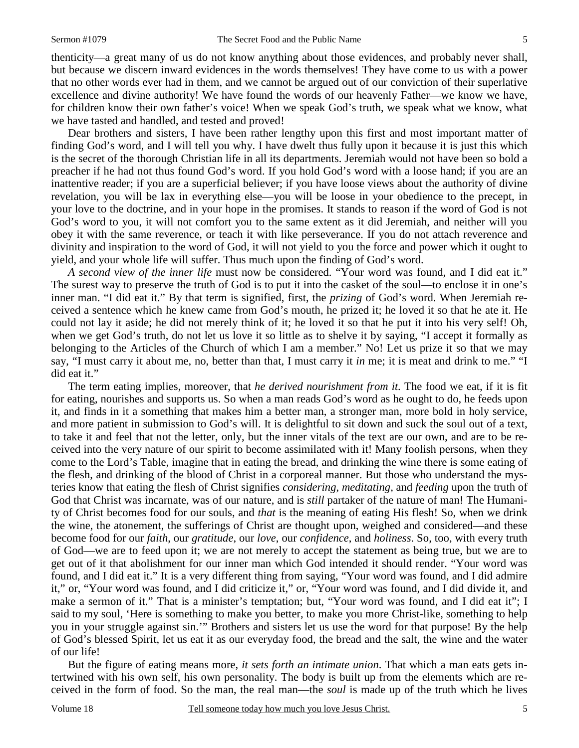thenticity—a great many of us do not know anything about those evidences, and probably never shall, but because we discern inward evidences in the words themselves! They have come to us with a power that no other words ever had in them, and we cannot be argued out of our conviction of their superlative excellence and divine authority! We have found the words of our heavenly Father—we know we have, for children know their own father's voice! When we speak God's truth, we speak what we know, what we have tasted and handled, and tested and proved!

Dear brothers and sisters, I have been rather lengthy upon this first and most important matter of finding God's word, and I will tell you why. I have dwelt thus fully upon it because it is just this which is the secret of the thorough Christian life in all its departments. Jeremiah would not have been so bold a preacher if he had not thus found God's word. If you hold God's word with a loose hand; if you are an inattentive reader; if you are a superficial believer; if you have loose views about the authority of divine revelation, you will be lax in everything else—you will be loose in your obedience to the precept, in your love to the doctrine, and in your hope in the promises. It stands to reason if the word of God is not God's word to you, it will not comfort you to the same extent as it did Jeremiah, and neither will you obey it with the same reverence, or teach it with like perseverance. If you do not attach reverence and divinity and inspiration to the word of God, it will not yield to you the force and power which it ought to yield, and your whole life will suffer. Thus much upon the finding of God's word.

*A second view of the inner life* must now be considered. "Your word was found, and I did eat it." The surest way to preserve the truth of God is to put it into the casket of the soul—to enclose it in one's inner man. "I did eat it." By that term is signified, first, the *prizing* of God's word. When Jeremiah received a sentence which he knew came from God's mouth, he prized it; he loved it so that he ate it. He could not lay it aside; he did not merely think of it; he loved it so that he put it into his very self! Oh, when we get God's truth, do not let us love it so little as to shelve it by saying, "I accept it formally as belonging to the Articles of the Church of which I am a member." No! Let us prize it so that we may say, "I must carry it about me, no, better than that, I must carry it *in* me; it is meat and drink to me." "I did eat it."

The term eating implies, moreover, that *he derived nourishment from it.* The food we eat, if it is fit for eating, nourishes and supports us. So when a man reads God's word as he ought to do, he feeds upon it, and finds in it a something that makes him a better man, a stronger man, more bold in holy service, and more patient in submission to God's will. It is delightful to sit down and suck the soul out of a text, to take it and feel that not the letter, only, but the inner vitals of the text are our own, and are to be received into the very nature of our spirit to become assimilated with it! Many foolish persons, when they come to the Lord's Table, imagine that in eating the bread, and drinking the wine there is some eating of the flesh, and drinking of the blood of Christ in a corporeal manner. But those who understand the mysteries know that eating the flesh of Christ signifies *considering*, *meditating*, and *feeding* upon the truth of God that Christ was incarnate, was of our nature, and is *still* partaker of the nature of man! The Humanity of Christ becomes food for our souls, and *that* is the meaning of eating His flesh! So, when we drink the wine, the atonement, the sufferings of Christ are thought upon, weighed and considered—and these become food for our *faith*, our *gratitude*, our *love*, our *confidence*, and *holiness*. So, too, with every truth of God—we are to feed upon it; we are not merely to accept the statement as being true, but we are to get out of it that abolishment for our inner man which God intended it should render. "Your word was found, and I did eat it." It is a very different thing from saying, "Your word was found, and I did admire it," or, "Your word was found, and I did criticize it," or, "Your word was found, and I did divide it, and make a sermon of it." That is a minister's temptation; but, "Your word was found, and I did eat it"; I said to my soul, 'Here is something to make you better, to make you more Christ-like, something to help you in your struggle against sin.'" Brothers and sisters let us use the word for that purpose! By the help of God's blessed Spirit, let us eat it as our everyday food, the bread and the salt, the wine and the water of our life!

But the figure of eating means more, *it sets forth an intimate union*. That which a man eats gets intertwined with his own self, his own personality. The body is built up from the elements which are received in the form of food. So the man, the real man—the *soul* is made up of the truth which he lives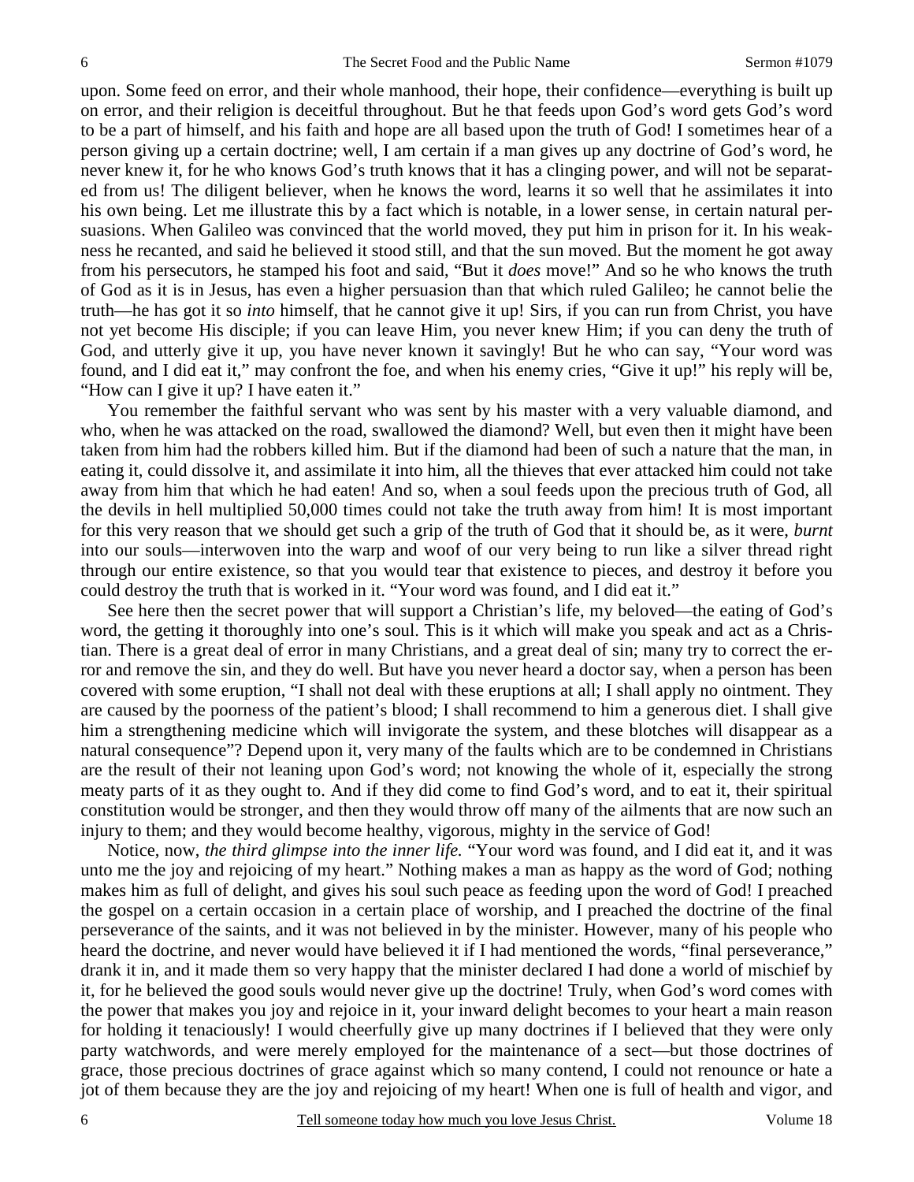upon. Some feed on error, and their whole manhood, their hope, their confidence—everything is built up on error, and their religion is deceitful throughout. But he that feeds upon God's word gets God's word to be a part of himself, and his faith and hope are all based upon the truth of God! I sometimes hear of a person giving up a certain doctrine; well, I am certain if a man gives up any doctrine of God's word, he never knew it, for he who knows God's truth knows that it has a clinging power, and will not be separated from us! The diligent believer, when he knows the word, learns it so well that he assimilates it into his own being. Let me illustrate this by a fact which is notable, in a lower sense, in certain natural persuasions. When Galileo was convinced that the world moved, they put him in prison for it. In his weakness he recanted, and said he believed it stood still, and that the sun moved. But the moment he got away from his persecutors, he stamped his foot and said, "But it *does* move!" And so he who knows the truth of God as it is in Jesus, has even a higher persuasion than that which ruled Galileo; he cannot belie the truth—he has got it so *into* himself, that he cannot give it up! Sirs, if you can run from Christ, you have not yet become His disciple; if you can leave Him, you never knew Him; if you can deny the truth of God, and utterly give it up, you have never known it savingly! But he who can say, "Your word was found, and I did eat it," may confront the foe, and when his enemy cries, "Give it up!" his reply will be, "How can I give it up? I have eaten it."

You remember the faithful servant who was sent by his master with a very valuable diamond, and who, when he was attacked on the road, swallowed the diamond? Well, but even then it might have been taken from him had the robbers killed him. But if the diamond had been of such a nature that the man, in eating it, could dissolve it, and assimilate it into him, all the thieves that ever attacked him could not take away from him that which he had eaten! And so, when a soul feeds upon the precious truth of God, all the devils in hell multiplied 50,000 times could not take the truth away from him! It is most important for this very reason that we should get such a grip of the truth of God that it should be, as it were, *burnt* into our souls—interwoven into the warp and woof of our very being to run like a silver thread right through our entire existence, so that you would tear that existence to pieces, and destroy it before you could destroy the truth that is worked in it. "Your word was found, and I did eat it."

See here then the secret power that will support a Christian's life, my beloved—the eating of God's word, the getting it thoroughly into one's soul. This is it which will make you speak and act as a Christian. There is a great deal of error in many Christians, and a great deal of sin; many try to correct the error and remove the sin, and they do well. But have you never heard a doctor say, when a person has been covered with some eruption, "I shall not deal with these eruptions at all; I shall apply no ointment. They are caused by the poorness of the patient's blood; I shall recommend to him a generous diet. I shall give him a strengthening medicine which will invigorate the system, and these blotches will disappear as a natural consequence"? Depend upon it, very many of the faults which are to be condemned in Christians are the result of their not leaning upon God's word; not knowing the whole of it, especially the strong meaty parts of it as they ought to. And if they did come to find God's word, and to eat it, their spiritual constitution would be stronger, and then they would throw off many of the ailments that are now such an injury to them; and they would become healthy, vigorous, mighty in the service of God!

Notice, now, *the third glimpse into the inner life.* "Your word was found, and I did eat it, and it was unto me the joy and rejoicing of my heart." Nothing makes a man as happy as the word of God; nothing makes him as full of delight, and gives his soul such peace as feeding upon the word of God! I preached the gospel on a certain occasion in a certain place of worship, and I preached the doctrine of the final perseverance of the saints, and it was not believed in by the minister. However, many of his people who heard the doctrine, and never would have believed it if I had mentioned the words, "final perseverance," drank it in, and it made them so very happy that the minister declared I had done a world of mischief by it, for he believed the good souls would never give up the doctrine! Truly, when God's word comes with the power that makes you joy and rejoice in it, your inward delight becomes to your heart a main reason for holding it tenaciously! I would cheerfully give up many doctrines if I believed that they were only party watchwords, and were merely employed for the maintenance of a sect—but those doctrines of grace, those precious doctrines of grace against which so many contend, I could not renounce or hate a jot of them because they are the joy and rejoicing of my heart! When one is full of health and vigor, and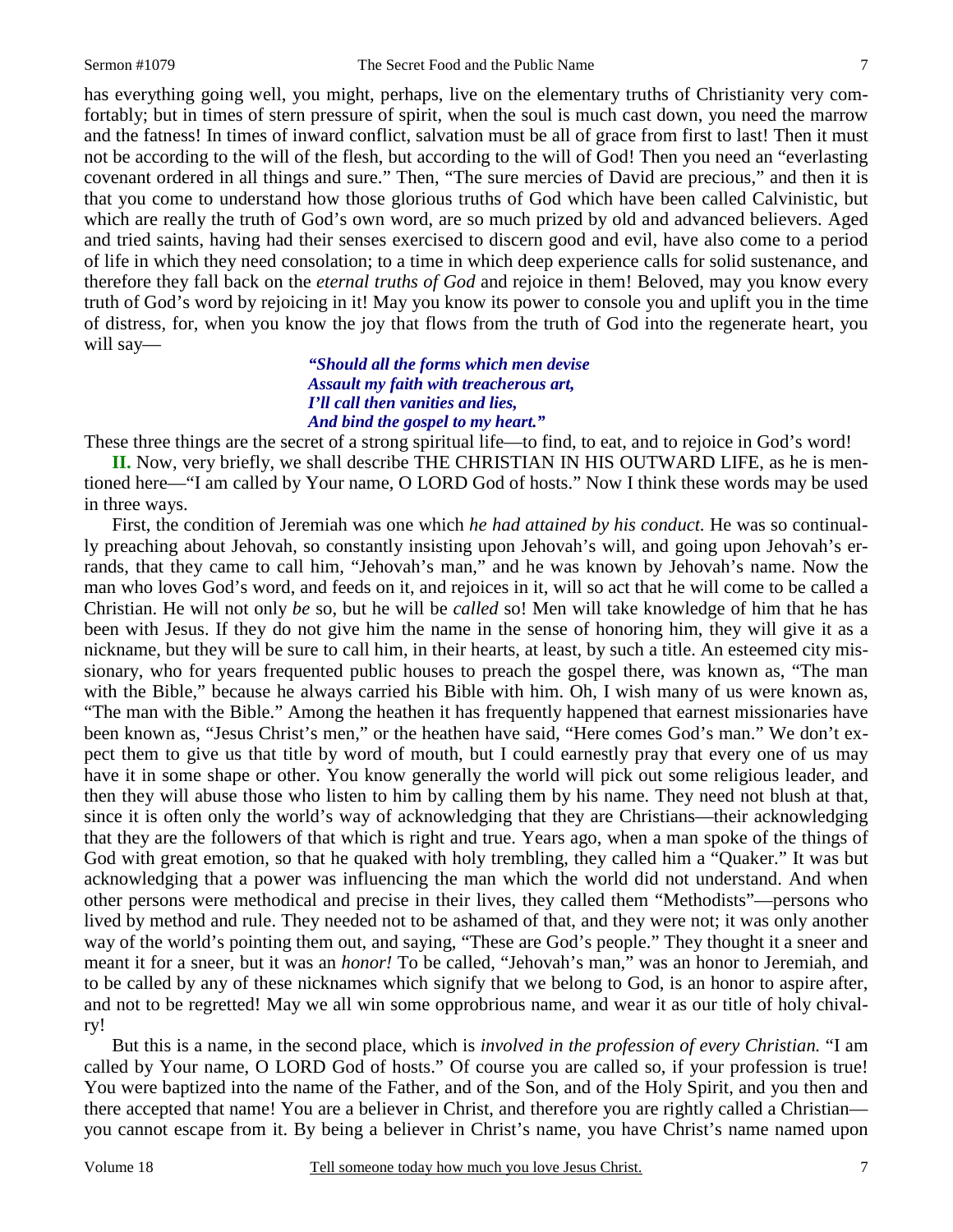has everything going well, you might, perhaps, live on the elementary truths of Christianity very comfortably; but in times of stern pressure of spirit, when the soul is much cast down, you need the marrow and the fatness! In times of inward conflict, salvation must be all of grace from first to last! Then it must not be according to the will of the flesh, but according to the will of God! Then you need an "everlasting covenant ordered in all things and sure." Then, "The sure mercies of David are precious," and then it is that you come to understand how those glorious truths of God which have been called Calvinistic, but which are really the truth of God's own word, are so much prized by old and advanced believers. Aged and tried saints, having had their senses exercised to discern good and evil, have also come to a period of life in which they need consolation; to a time in which deep experience calls for solid sustenance, and therefore they fall back on the *eternal truths of God* and rejoice in them! Beloved, may you know every truth of God's word by rejoicing in it! May you know its power to console you and uplift you in the time of distress, for, when you know the joy that flows from the truth of God into the regenerate heart, you will say—

> ***"Should all the forms which men devise***
> ***Assault my faith with treacherous art,***
> ***I'll call then vanities and lies,***
> ***And bind the gospel to my heart."***

These three things are the secret of a strong spiritual life—to find, to eat, and to rejoice in God's word!

**II.** Now, very briefly, we shall describe THE CHRISTIAN IN HIS OUTWARD LIFE, as he is mentioned here—"I am called by Your name, O LORD God of hosts." Now I think these words may be used in three ways.

First, the condition of Jeremiah was one which *he had attained by his conduct.* He was so continually preaching about Jehovah, so constantly insisting upon Jehovah's will, and going upon Jehovah's errands, that they came to call him, "Jehovah's man," and he was known by Jehovah's name. Now the man who loves God's word, and feeds on it, and rejoices in it, will so act that he will come to be called a Christian. He will not only *be* so, but he will be *called* so! Men will take knowledge of him that he has been with Jesus. If they do not give him the name in the sense of honoring him, they will give it as a nickname, but they will be sure to call him, in their hearts, at least, by such a title. An esteemed city missionary, who for years frequented public houses to preach the gospel there, was known as, "The man with the Bible," because he always carried his Bible with him. Oh, I wish many of us were known as, "The man with the Bible." Among the heathen it has frequently happened that earnest missionaries have been known as, "Jesus Christ's men," or the heathen have said, "Here comes God's man." We don't expect them to give us that title by word of mouth, but I could earnestly pray that every one of us may have it in some shape or other. You know generally the world will pick out some religious leader, and then they will abuse those who listen to him by calling them by his name. They need not blush at that, since it is often only the world's way of acknowledging that they are Christians—their acknowledging that they are the followers of that which is right and true. Years ago, when a man spoke of the things of God with great emotion, so that he quaked with holy trembling, they called him a "Quaker." It was but acknowledging that a power was influencing the man which the world did not understand. And when other persons were methodical and precise in their lives, they called them "Methodists"—persons who lived by method and rule. They needed not to be ashamed of that, and they were not; it was only another way of the world's pointing them out, and saying, "These are God's people." They thought it a sneer and meant it for a sneer, but it was an *honor!* To be called, "Jehovah's man," was an honor to Jeremiah, and to be called by any of these nicknames which signify that we belong to God, is an honor to aspire after, and not to be regretted! May we all win some opprobrious name, and wear it as our title of holy chivalry!

But this is a name, in the second place, which is *involved in the profession of every Christian.* "I am called by Your name, O LORD God of hosts." Of course you are called so, if your profession is true! You were baptized into the name of the Father, and of the Son, and of the Holy Spirit, and you then and there accepted that name! You are a believer in Christ, and therefore you are rightly called a Christian—you cannot escape from it. By being a believer in Christ's name, you have Christ's name named upon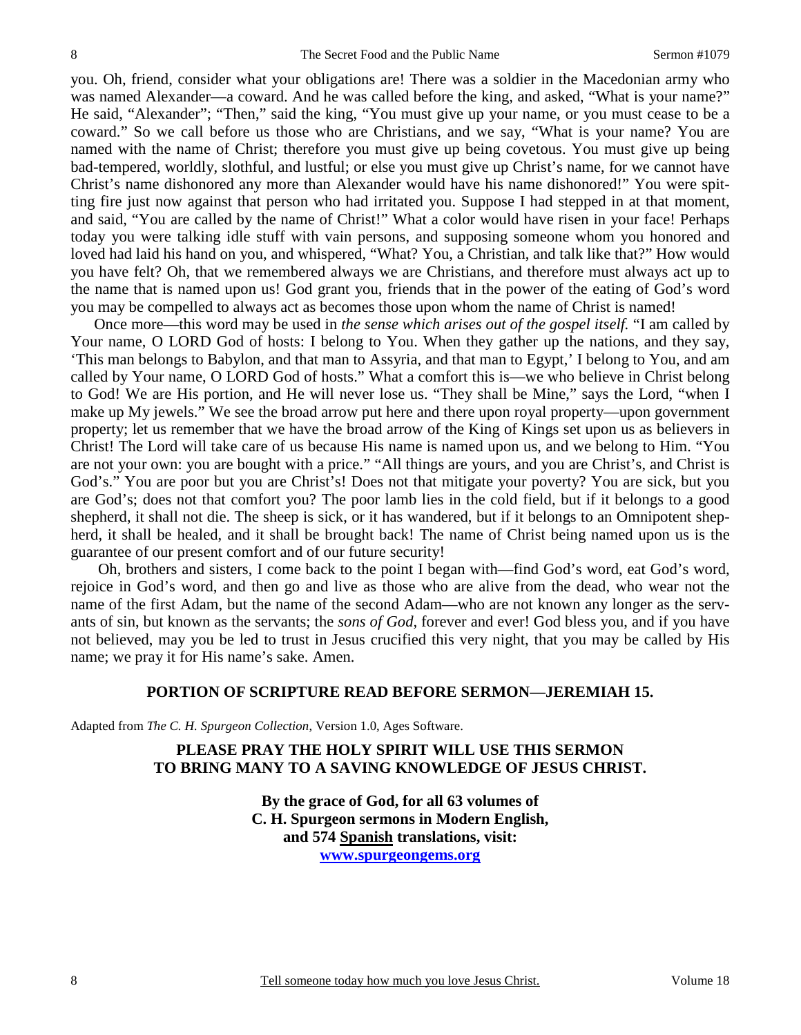you. Oh, friend, consider what your obligations are! There was a soldier in the Macedonian army who was named Alexander—a coward. And he was called before the king, and asked, "What is your name?" He said, "Alexander"; "Then," said the king, "You must give up your name, or you must cease to be a coward." So we call before us those who are Christians, and we say, "What is your name? You are named with the name of Christ; therefore you must give up being covetous. You must give up being bad-tempered, worldly, slothful, and lustful; or else you must give up Christ's name, for we cannot have Christ's name dishonored any more than Alexander would have his name dishonored!" You were spitting fire just now against that person who had irritated you. Suppose I had stepped in at that moment, and said, "You are called by the name of Christ!" What a color would have risen in your face! Perhaps today you were talking idle stuff with vain persons, and supposing someone whom you honored and loved had laid his hand on you, and whispered, "What? You, a Christian, and talk like that?" How would you have felt? Oh, that we remembered always we are Christians, and therefore must always act up to the name that is named upon us! God grant you, friends that in the power of the eating of God's word you may be compelled to always act as becomes those upon whom the name of Christ is named!

Once more—this word may be used in *the sense which arises out of the gospel itself.* "I am called by Your name, O LORD God of hosts: I belong to You. When they gather up the nations, and they say, 'This man belongs to Babylon, and that man to Assyria, and that man to Egypt,' I belong to You, and am called by Your name, O LORD God of hosts." What a comfort this is—we who believe in Christ belong to God! We are His portion, and He will never lose us. "They shall be Mine," says the Lord, "when I make up My jewels." We see the broad arrow put here and there upon royal property—upon government property; let us remember that we have the broad arrow of the King of Kings set upon us as believers in Christ! The Lord will take care of us because His name is named upon us, and we belong to Him. "You are not your own: you are bought with a price." "All things are yours, and you are Christ's, and Christ is God's." You are poor but you are Christ's! Does not that mitigate your poverty? You are sick, but you are God's; does not that comfort you? The poor lamb lies in the cold field, but if it belongs to a good shepherd, it shall not die. The sheep is sick, or it has wandered, but if it belongs to an Omnipotent shepherd, it shall be healed, and it shall be brought back! The name of Christ being named upon us is the guarantee of our present comfort and of our future security!

Oh, brothers and sisters, I come back to the point I began with—find God's word, eat God's word, rejoice in God's word, and then go and live as those who are alive from the dead, who wear not the name of the first Adam, but the name of the second Adam—who are not known any longer as the servants of sin, but known as the servants; the *sons of God,* forever and ever! God bless you, and if you have not believed, may you be led to trust in Jesus crucified this very night, that you may be called by His name; we pray it for His name's sake. Amen.

**PORTION OF SCRIPTURE READ BEFORE SERMON—JEREMIAH 15.**

Adapted from *The C. H. Spurgeon Collection,* Version 1.0, Ages Software.

**PLEASE PRAY THE HOLY SPIRIT WILL USE THIS SERMON TO BRING MANY TO A SAVING KNOWLEDGE OF JESUS CHRIST.**

**By the grace of God, for all 63 volumes of C. H. Spurgeon sermons in Modern English, and 574 Spanish translations, visit: www.spurgeongems.org**